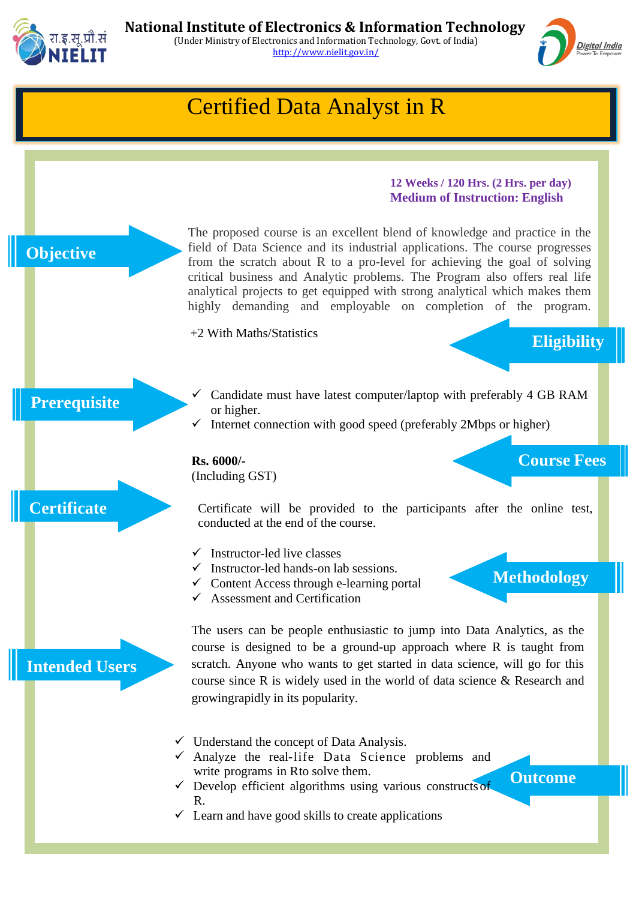**National Institute of Electronics & Information Technology**

(Under Ministry of Electronics and Information Technology, Govt. of India)

http://www.nielit.gov.in/

# Certified Data Analyst in R

**12 Weeks / 120 Hrs. (2 Hrs. per day)**
**Medium of Instruction: English**

## Objective

The proposed course is an excellent blend of knowledge and practice in the field of Data Science and its industrial applications. The course progresses from the scratch about R to a pro-level for achieving the goal of solving critical business and Analytic problems. The Program also offers real life analytical projects to get equipped with strong analytical which makes them highly demanding and employable on completion of the program.

## Eligibility

+2 With Maths/Statistics

## Prerequisite

- ✓ Candidate must have latest computer/laptop with preferably 4 GB RAM or higher.
- ✓ Internet connection with good speed (preferably 2Mbps or higher)

## Course Fees

**Rs. 6000/-**
(Including GST)

## Certificate

Certificate will be provided to the participants after the online test, conducted at the end of the course.

## Methodology

- ✓ Instructor-led live classes
- ✓ Instructor-led hands-on lab sessions.
- ✓ Content Access through e-learning portal
- ✓ Assessment and Certification

## Intended Users

The users can be people enthusiastic to jump into Data Analytics, as the course is designed to be a ground-up approach where R is taught from scratch. Anyone who wants to get started in data science, will go for this course since R is widely used in the world of data science & Research and growingrapidly in its popularity.

## Outcome

- ✓ Understand the concept of Data Analysis.
- ✓ Analyze the real-life Data Science problems and write programs in Rto solve them.
- ✓ Develop efficient algorithms using various constructs of R.
- ✓ Learn and have good skills to create applications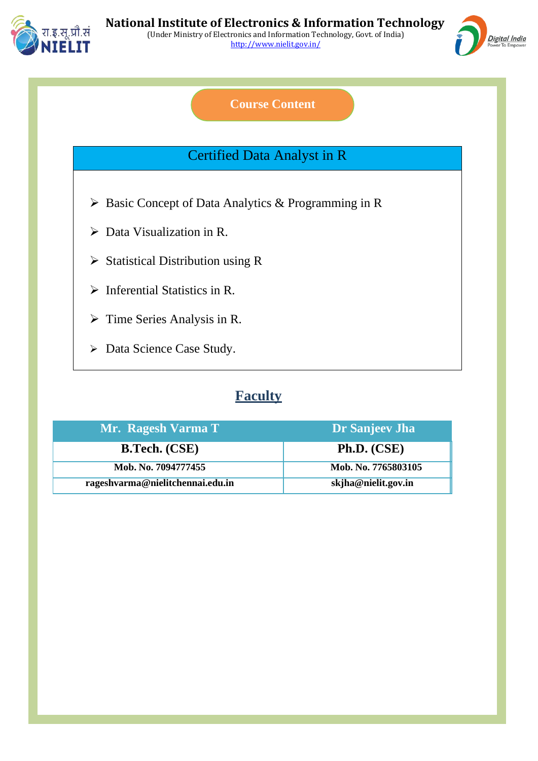**National Institute of Electronics & Information Technology**

(Under Ministry of Electronics and Information Technology, Govt. of India)

http://www.nielit.gov.in/

## Course Content

### Certified Data Analyst in R

- Basic Concept of Data Analytics & Programming in R
- Data Visualization in R.
- Statistical Distribution using R
- Inferential Statistics in R.
- Time Series Analysis in R.
- Data Science Case Study.

## Faculty

| Mr. Ragesh Varma T | Dr Sanjeev Jha |
|---|---|
| B.Tech. (CSE) | Ph.D. (CSE) |
| Mob. No. 7094777455 | Mob. No. 7765803105 |
| rageshvarma@nielitchennai.edu.in | skjha@nielit.gov.in |